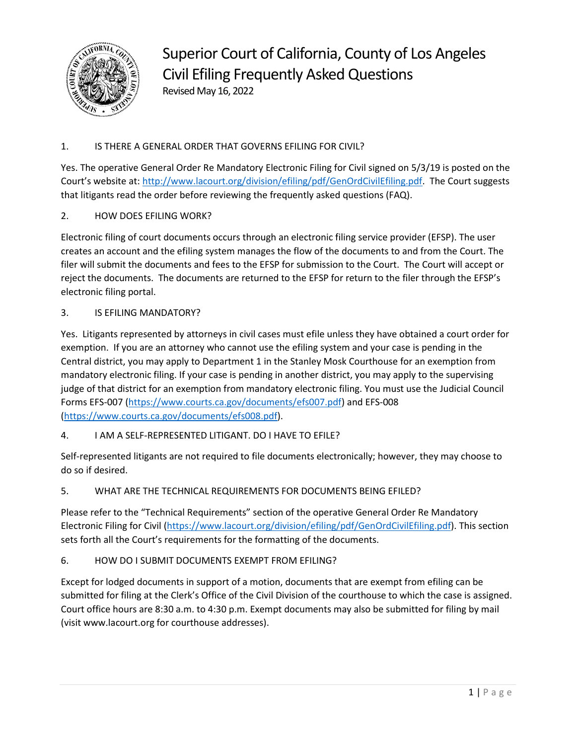# Superior Court of California, County of Los Angeles
## Civil Efiling Frequently Asked Questions

Revised May 16, 2022

### 1. IS THERE A GENERAL ORDER THAT GOVERNS EFILING FOR CIVIL?

Yes. The operative General Order Re Mandatory Electronic Filing for Civil signed on 5/3/19 is posted on the Court's website at: http://www.lacourt.org/division/efiling/pdf/GenOrdCivilEfiling.pdf. The Court suggests that litigants read the order before reviewing the frequently asked questions (FAQ).

### 2. HOW DOES EFILING WORK?

Electronic filing of court documents occurs through an electronic filing service provider (EFSP). The user creates an account and the efiling system manages the flow of the documents to and from the Court. The filer will submit the documents and fees to the EFSP for submission to the Court. The Court will accept or reject the documents. The documents are returned to the EFSP for return to the filer through the EFSP's electronic filing portal.

### 3. IS EFILING MANDATORY?

Yes. Litigants represented by attorneys in civil cases must efile unless they have obtained a court order for exemption. If you are an attorney who cannot use the efiling system and your case is pending in the Central district, you may apply to Department 1 in the Stanley Mosk Courthouse for an exemption from mandatory electronic filing. If your case is pending in another district, you may apply to the supervising judge of that district for an exemption from mandatory electronic filing. You must use the Judicial Council Forms EFS-007 (https://www.courts.ca.gov/documents/efs007.pdf) and EFS-008 (https://www.courts.ca.gov/documents/efs008.pdf).

### 4. I AM A SELF-REPRESENTED LITIGANT. DO I HAVE TO EFILE?

Self-represented litigants are not required to file documents electronically; however, they may choose to do so if desired.

### 5. WHAT ARE THE TECHNICAL REQUIREMENTS FOR DOCUMENTS BEING EFILED?

Please refer to the "Technical Requirements" section of the operative General Order Re Mandatory Electronic Filing for Civil (https://www.lacourt.org/division/efiling/pdf/GenOrdCivilEfiling.pdf). This section sets forth all the Court's requirements for the formatting of the documents.

### 6. HOW DO I SUBMIT DOCUMENTS EXEMPT FROM EFILING?

Except for lodged documents in support of a motion, documents that are exempt from efiling can be submitted for filing at the Clerk's Office of the Civil Division of the courthouse to which the case is assigned. Court office hours are 8:30 a.m. to 4:30 p.m. Exempt documents may also be submitted for filing by mail (visit www.lacourt.org for courthouse addresses).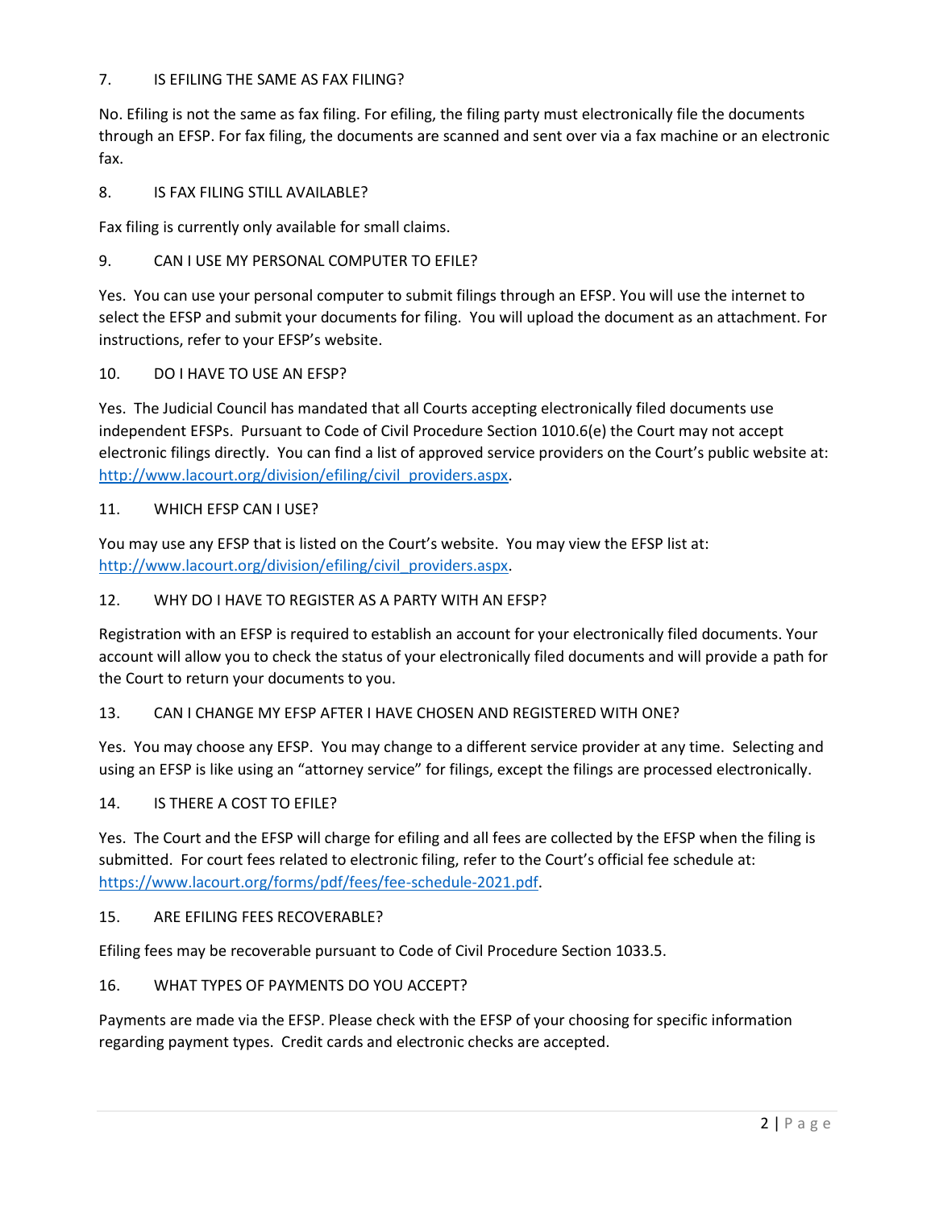### 7. IS EFILING THE SAME AS FAX FILING?

No. Efiling is not the same as fax filing. For efiling, the filing party must electronically file the documents through an EFSP. For fax filing, the documents are scanned and sent over via a fax machine or an electronic fax.

### 8. IS FAX FILING STILL AVAILABLE?

Fax filing is currently only available for small claims.

### 9. CAN I USE MY PERSONAL COMPUTER TO EFILE?

Yes. You can use your personal computer to submit filings through an EFSP. You will use the internet to select the EFSP and submit your documents for filing. You will upload the document as an attachment. For instructions, refer to your EFSP's website.

### 10. DO I HAVE TO USE AN EFSP?

Yes. The Judicial Council has mandated that all Courts accepting electronically filed documents use independent EFSPs. Pursuant to Code of Civil Procedure Section 1010.6(e) the Court may not accept electronic filings directly. You can find a list of approved service providers on the Court's public website at: [http://www.lacourt.org/division/efiling/civil_providers.aspx](http://www.lacourt.org/division/efiling/civil_providers.aspx).

### 11. WHICH EFSP CAN I USE?

You may use any EFSP that is listed on the Court's website. You may view the EFSP list at: [http://www.lacourt.org/division/efiling/civil_providers.aspx](http://www.lacourt.org/division/efiling/civil_providers.aspx).

### 12. WHY DO I HAVE TO REGISTER AS A PARTY WITH AN EFSP?

Registration with an EFSP is required to establish an account for your electronically filed documents. Your account will allow you to check the status of your electronically filed documents and will provide a path for the Court to return your documents to you.

### 13. CAN I CHANGE MY EFSP AFTER I HAVE CHOSEN AND REGISTERED WITH ONE?

Yes. You may choose any EFSP. You may change to a different service provider at any time. Selecting and using an EFSP is like using an "attorney service" for filings, except the filings are processed electronically.

### 14. IS THERE A COST TO EFILE?

Yes. The Court and the EFSP will charge for efiling and all fees are collected by the EFSP when the filing is submitted. For court fees related to electronic filing, refer to the Court's official fee schedule at: [https://www.lacourt.org/forms/pdf/fees/fee-schedule-2021.pdf](https://www.lacourt.org/forms/pdf/fees/fee-schedule-2021.pdf).

### 15. ARE EFILING FEES RECOVERABLE?

Efiling fees may be recoverable pursuant to Code of Civil Procedure Section 1033.5.

### 16. WHAT TYPES OF PAYMENTS DO YOU ACCEPT?

Payments are made via the EFSP. Please check with the EFSP of your choosing for specific information regarding payment types. Credit cards and electronic checks are accepted.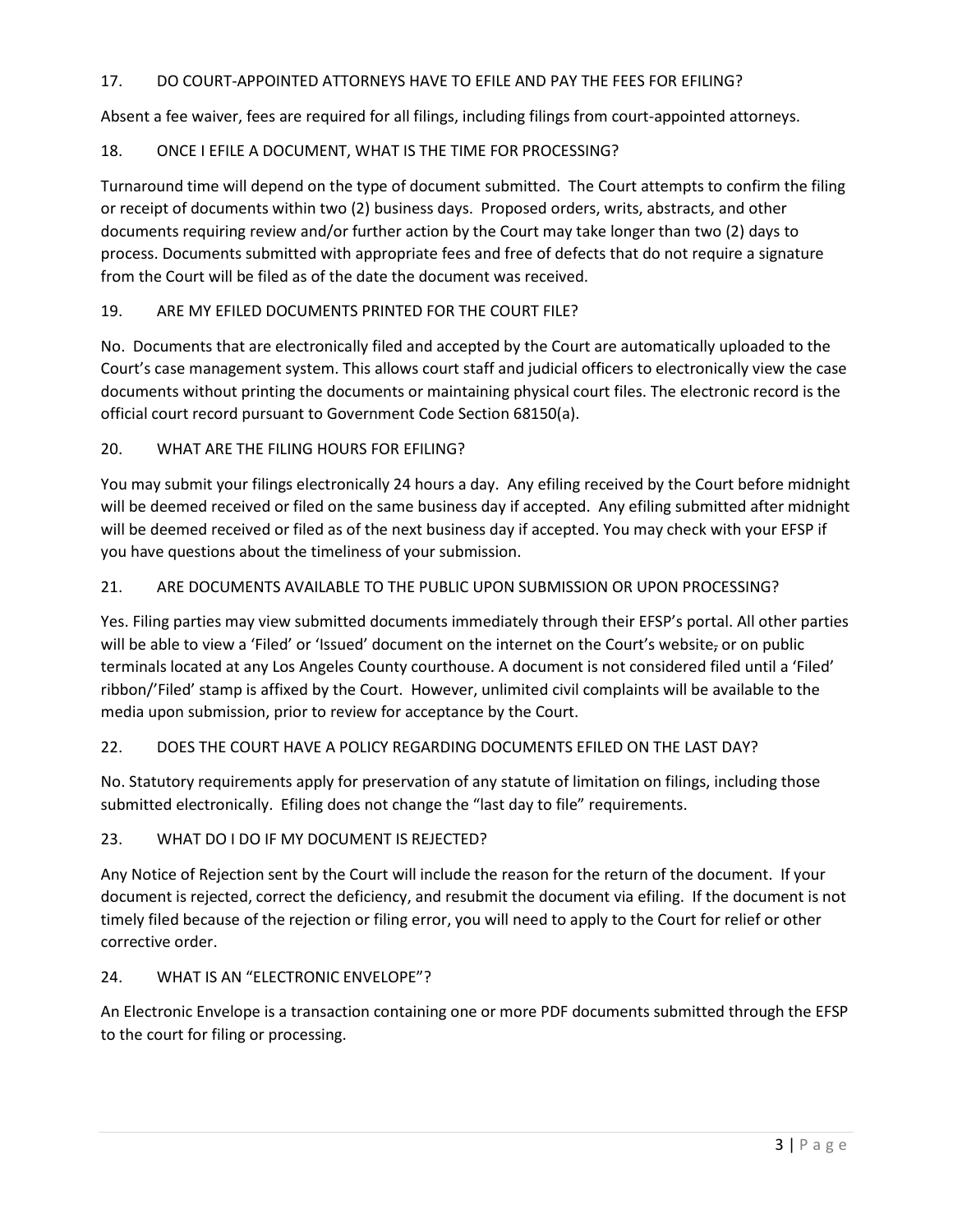### 17. DO COURT-APPOINTED ATTORNEYS HAVE TO EFILE AND PAY THE FEES FOR EFILING?

Absent a fee waiver, fees are required for all filings, including filings from court-appointed attorneys.

### 18. ONCE I EFILE A DOCUMENT, WHAT IS THE TIME FOR PROCESSING?

Turnaround time will depend on the type of document submitted. The Court attempts to confirm the filing or receipt of documents within two (2) business days. Proposed orders, writs, abstracts, and other documents requiring review and/or further action by the Court may take longer than two (2) days to process. Documents submitted with appropriate fees and free of defects that do not require a signature from the Court will be filed as of the date the document was received.

### 19. ARE MY EFILED DOCUMENTS PRINTED FOR THE COURT FILE?

No. Documents that are electronically filed and accepted by the Court are automatically uploaded to the Court's case management system. This allows court staff and judicial officers to electronically view the case documents without printing the documents or maintaining physical court files. The electronic record is the official court record pursuant to Government Code Section 68150(a).

### 20. WHAT ARE THE FILING HOURS FOR EFILING?

You may submit your filings electronically 24 hours a day. Any efiling received by the Court before midnight will be deemed received or filed on the same business day if accepted. Any efiling submitted after midnight will be deemed received or filed as of the next business day if accepted. You may check with your EFSP if you have questions about the timeliness of your submission.

### 21. ARE DOCUMENTS AVAILABLE TO THE PUBLIC UPON SUBMISSION OR UPON PROCESSING?

Yes. Filing parties may view submitted documents immediately through their EFSP's portal. All other parties will be able to view a 'Filed' or 'Issued' document on the internet on the Court's website, or on public terminals located at any Los Angeles County courthouse. A document is not considered filed until a 'Filed' ribbon/'Filed' stamp is affixed by the Court. However, unlimited civil complaints will be available to the media upon submission, prior to review for acceptance by the Court.

### 22. DOES THE COURT HAVE A POLICY REGARDING DOCUMENTS EFILED ON THE LAST DAY?

No. Statutory requirements apply for preservation of any statute of limitation on filings, including those submitted electronically. Efiling does not change the "last day to file" requirements.

### 23. WHAT DO I DO IF MY DOCUMENT IS REJECTED?

Any Notice of Rejection sent by the Court will include the reason for the return of the document. If your document is rejected, correct the deficiency, and resubmit the document via efiling. If the document is not timely filed because of the rejection or filing error, you will need to apply to the Court for relief or other corrective order.

### 24. WHAT IS AN "ELECTRONIC ENVELOPE"?

An Electronic Envelope is a transaction containing one or more PDF documents submitted through the EFSP to the court for filing or processing.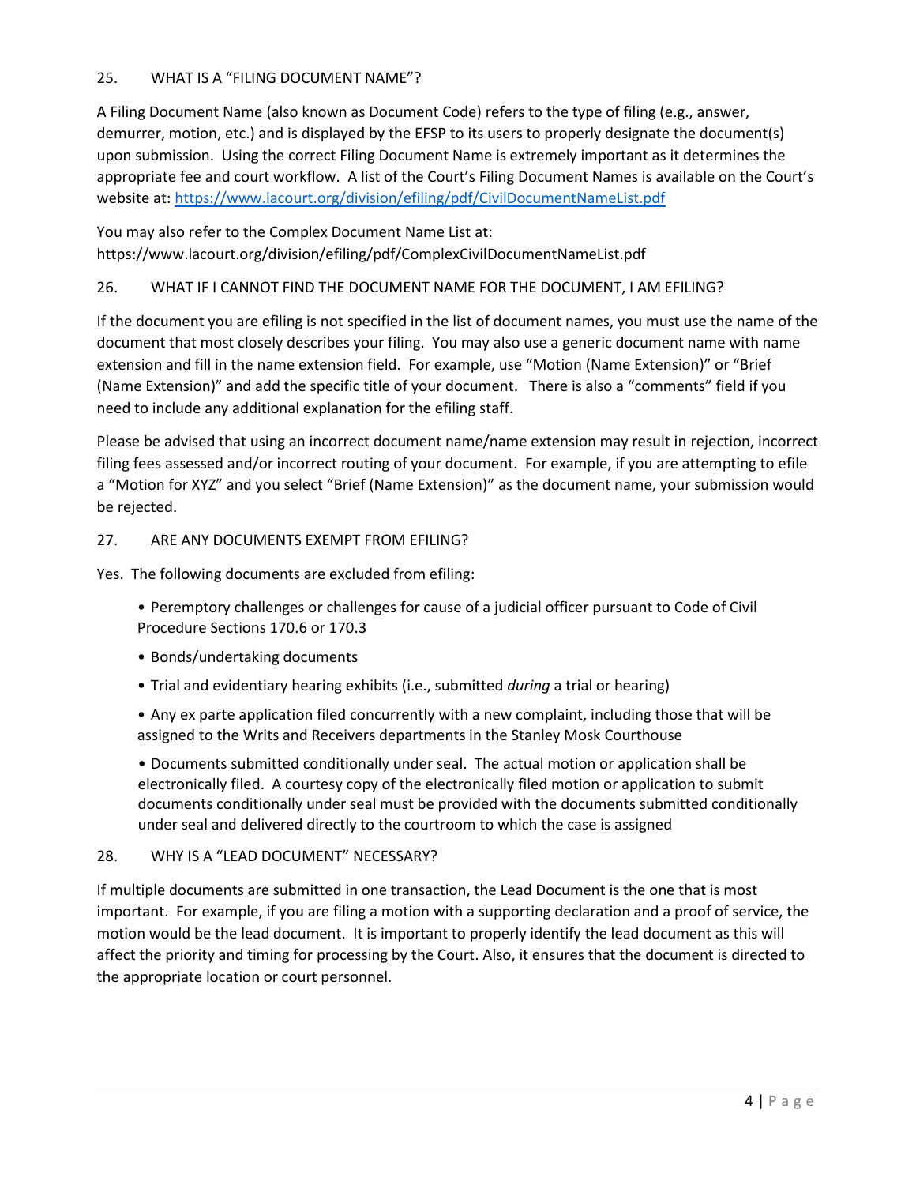## 25. WHAT IS A "FILING DOCUMENT NAME"?

A Filing Document Name (also known as Document Code) refers to the type of filing (e.g., answer, demurrer, motion, etc.) and is displayed by the EFSP to its users to properly designate the document(s) upon submission. Using the correct Filing Document Name is extremely important as it determines the appropriate fee and court workflow. A list of the Court's Filing Document Names is available on the Court's website at: [https://www.lacourt.org/division/efiling/pdf/CivilDocumentNameList.pdf](https://www.lacourt.org/division/efiling/pdf/CivilDocumentNameList.pdf)

You may also refer to the Complex Document Name List at: https://www.lacourt.org/division/efiling/pdf/ComplexCivilDocumentNameList.pdf

## 26. WHAT IF I CANNOT FIND THE DOCUMENT NAME FOR THE DOCUMENT, I AM EFILING?

If the document you are efiling is not specified in the list of document names, you must use the name of the document that most closely describes your filing. You may also use a generic document name with name extension and fill in the name extension field. For example, use "Motion (Name Extension)" or "Brief (Name Extension)" and add the specific title of your document. There is also a "comments" field if you need to include any additional explanation for the efiling staff.

Please be advised that using an incorrect document name/name extension may result in rejection, incorrect filing fees assessed and/or incorrect routing of your document. For example, if you are attempting to efile a "Motion for XYZ" and you select "Brief (Name Extension)" as the document name, your submission would be rejected.

## 27. ARE ANY DOCUMENTS EXEMPT FROM EFILING?

Yes. The following documents are excluded from efiling:

- Peremptory challenges or challenges for cause of a judicial officer pursuant to Code of Civil Procedure Sections 170.6 or 170.3
- Bonds/undertaking documents
- Trial and evidentiary hearing exhibits (i.e., submitted *during* a trial or hearing)
- Any ex parte application filed concurrently with a new complaint, including those that will be assigned to the Writs and Receivers departments in the Stanley Mosk Courthouse
- Documents submitted conditionally under seal. The actual motion or application shall be electronically filed. A courtesy copy of the electronically filed motion or application to submit documents conditionally under seal must be provided with the documents submitted conditionally under seal and delivered directly to the courtroom to which the case is assigned

## 28. WHY IS A "LEAD DOCUMENT" NECESSARY?

If multiple documents are submitted in one transaction, the Lead Document is the one that is most important. For example, if you are filing a motion with a supporting declaration and a proof of service, the motion would be the lead document. It is important to properly identify the lead document as this will affect the priority and timing for processing by the Court. Also, it ensures that the document is directed to the appropriate location or court personnel.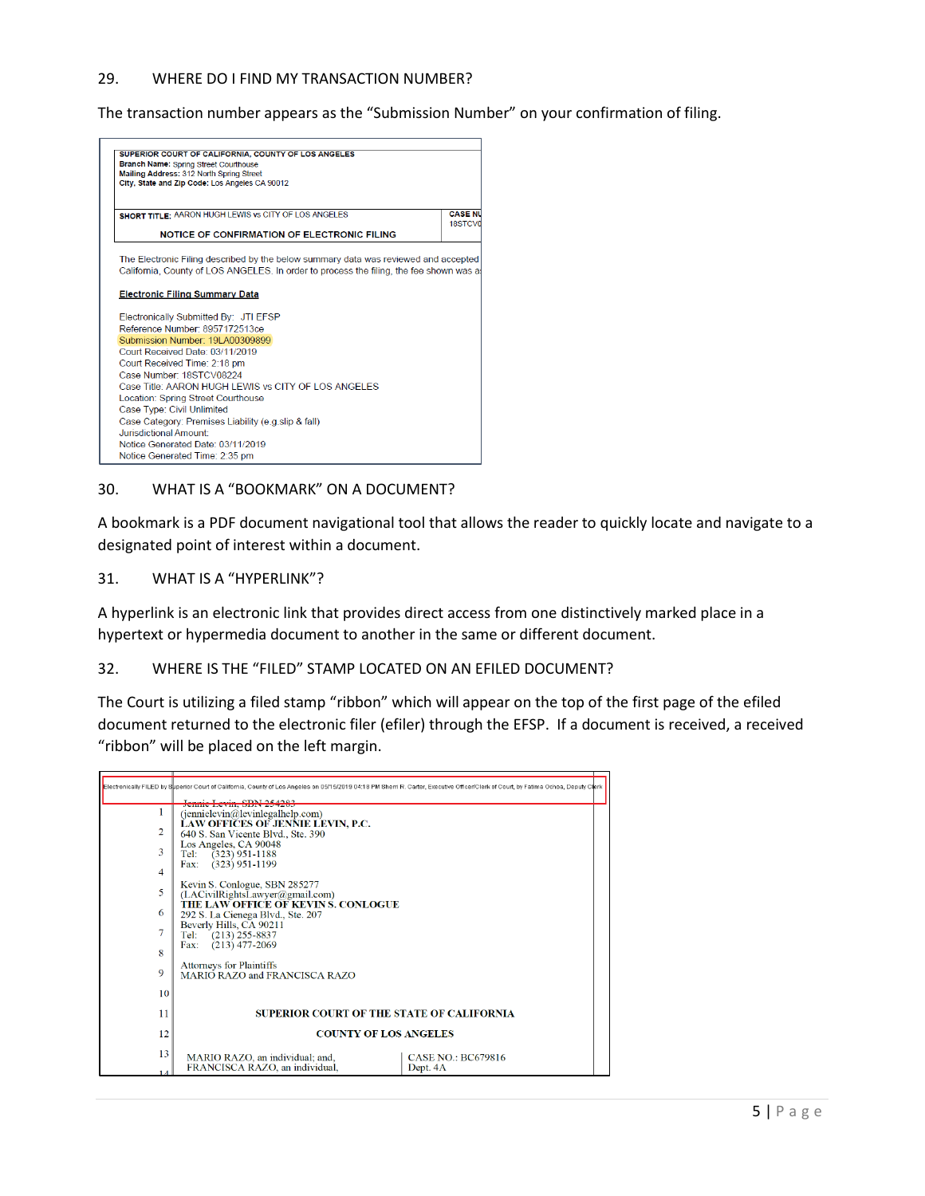## 29. WHERE DO I FIND MY TRANSACTION NUMBER?

The transaction number appears as the "Submission Number" on your confirmation of filing.

SUPERIOR COURT OF CALIFORNIA, COUNTY OF LOS ANGELES
**Branch Name:** Spring Street Courthouse
**Mailing Address:** 312 North Spring Street
**City, State and Zip Code:** Los Angeles CA 90012

**SHORT TITLE:** AARON HUGH LEWIS vs CITY OF LOS ANGELES — **CASE NU** 18STCV0

**NOTICE OF CONFIRMATION OF ELECTRONIC FILING**

The Electronic Filing described by the below summary data was reviewed and accepted California, County of LOS ANGELES. In order to process the filing, the fee shown was a

**Electronic Filing Summary Data**

Electronically Submitted By: JTI EFSP
Reference Number: 8957172513ce
Submission Number: 19LA00309899
Court Received Date: 03/11/2019
Court Received Time: 2:18 pm
Case Number: 18STCV08224
Case Title: AARON HUGH LEWIS vs CITY OF LOS ANGELES
Location: Spring Street Courthouse
Case Type: Civil Unlimited
Case Category: Premises Liability (e.g.slip & fall)
Jurisdictional Amount:
Notice Generated Date: 03/11/2019
Notice Generated Time: 2:35 pm

## 30. WHAT IS A "BOOKMARK" ON A DOCUMENT?

A bookmark is a PDF document navigational tool that allows the reader to quickly locate and navigate to a designated point of interest within a document.

## 31. WHAT IS A "HYPERLINK"?

A hyperlink is an electronic link that provides direct access from one distinctively marked place in a hypertext or hypermedia document to another in the same or different document.

## 32. WHERE IS THE "FILED" STAMP LOCATED ON AN EFILED DOCUMENT?

The Court is utilizing a filed stamp "ribbon" which will appear on the top of the first page of the efiled document returned to the electronic filer (efiler) through the EFSP. If a document is received, a received "ribbon" will be placed on the left margin.

Electronically FILED by Superior Court of California, County of Los Angeles on 05/15/2019 04:18 PM Sherri R. Carter, Executive Officer/Clerk of Court, by Fatima Ochoa, Deputy Clerk

Jennie Levin, SBN 254283
(jennielevin@levinlegalhelp.com)
**LAW OFFICES OF JENNIE LEVIN, P.C.**
640 S. San Vicente Blvd., Ste. 390
Los Angeles, CA 90048
Tel: (323) 951-1188
Fax: (323) 951-1199

Kevin S. Conlogue, SBN 285277
(LACivilRightsLawyer@gmail.com)
**THE LAW OFFICE OF KEVIN S. CONLOGUE**
292 S. La Cienega Blvd., Ste. 207
Beverly Hills, CA 90211
Tel: (213) 255-8837
Fax: (213) 477-2069

Attorneys for Plaintiffs
MARIO RAZO and FRANCISCA RAZO

**SUPERIOR COURT OF THE STATE OF CALIFORNIA**

**COUNTY OF LOS ANGELES**

MARIO RAZO, an individual; and,
FRANCISCA RAZO, an individual,

CASE NO.: BC679816
Dept. 4A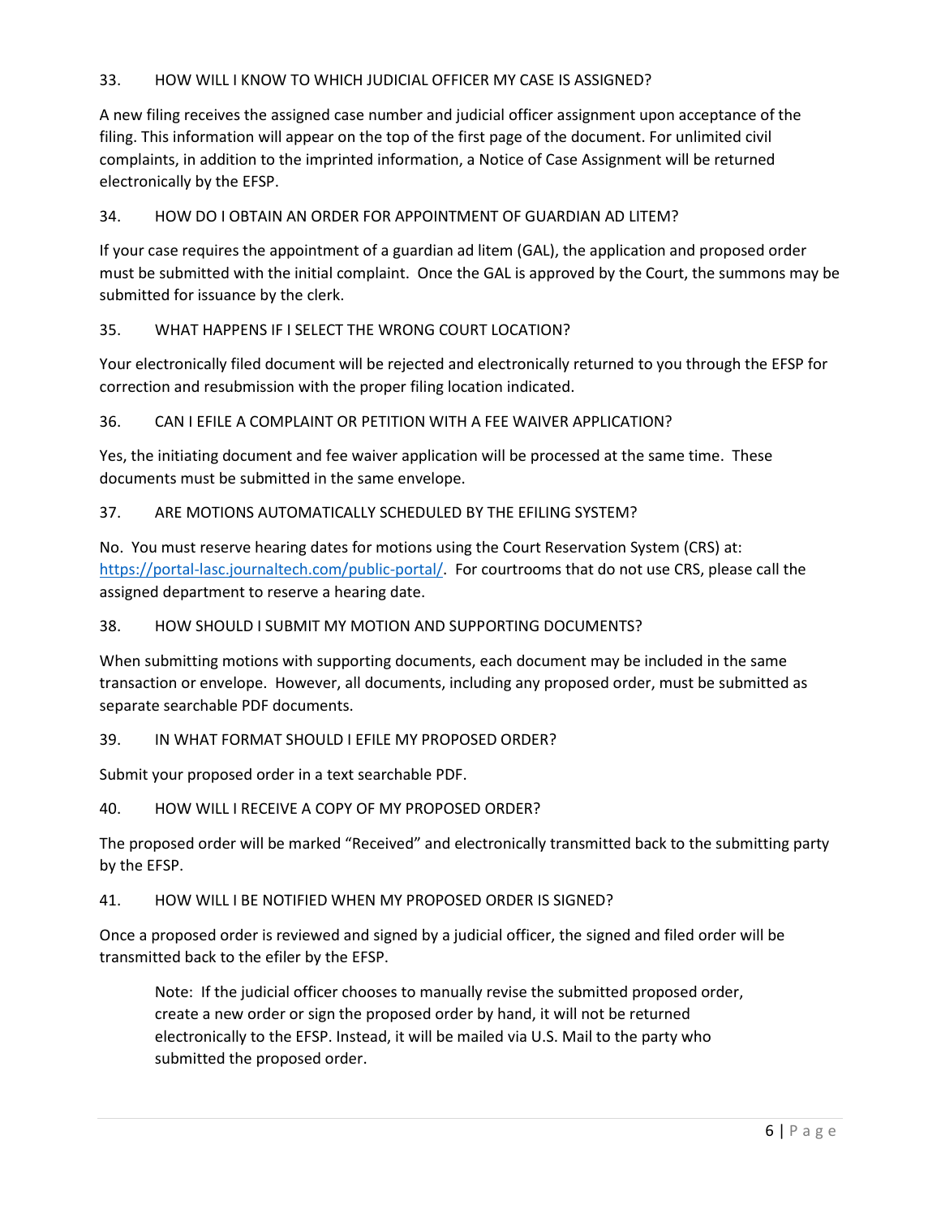### 33. HOW WILL I KNOW TO WHICH JUDICIAL OFFICER MY CASE IS ASSIGNED?

A new filing receives the assigned case number and judicial officer assignment upon acceptance of the filing. This information will appear on the top of the first page of the document. For unlimited civil complaints, in addition to the imprinted information, a Notice of Case Assignment will be returned electronically by the EFSP.

### 34. HOW DO I OBTAIN AN ORDER FOR APPOINTMENT OF GUARDIAN AD LITEM?

If your case requires the appointment of a guardian ad litem (GAL), the application and proposed order must be submitted with the initial complaint. Once the GAL is approved by the Court, the summons may be submitted for issuance by the clerk.

### 35. WHAT HAPPENS IF I SELECT THE WRONG COURT LOCATION?

Your electronically filed document will be rejected and electronically returned to you through the EFSP for correction and resubmission with the proper filing location indicated.

### 36. CAN I EFILE A COMPLAINT OR PETITION WITH A FEE WAIVER APPLICATION?

Yes, the initiating document and fee waiver application will be processed at the same time. These documents must be submitted in the same envelope.

### 37. ARE MOTIONS AUTOMATICALLY SCHEDULED BY THE EFILING SYSTEM?

No. You must reserve hearing dates for motions using the Court Reservation System (CRS) at: [https://portal-lasc.journaltech.com/public-portal/](https://portal-lasc.journaltech.com/public-portal/). For courtrooms that do not use CRS, please call the assigned department to reserve a hearing date.

### 38. HOW SHOULD I SUBMIT MY MOTION AND SUPPORTING DOCUMENTS?

When submitting motions with supporting documents, each document may be included in the same transaction or envelope. However, all documents, including any proposed order, must be submitted as separate searchable PDF documents.

### 39. IN WHAT FORMAT SHOULD I EFILE MY PROPOSED ORDER?

Submit your proposed order in a text searchable PDF.

### 40. HOW WILL I RECEIVE A COPY OF MY PROPOSED ORDER?

The proposed order will be marked "Received" and electronically transmitted back to the submitting party by the EFSP.

### 41. HOW WILL I BE NOTIFIED WHEN MY PROPOSED ORDER IS SIGNED?

Once a proposed order is reviewed and signed by a judicial officer, the signed and filed order will be transmitted back to the efiler by the EFSP.

> Note: If the judicial officer chooses to manually revise the submitted proposed order, create a new order or sign the proposed order by hand, it will not be returned electronically to the EFSP. Instead, it will be mailed via U.S. Mail to the party who submitted the proposed order.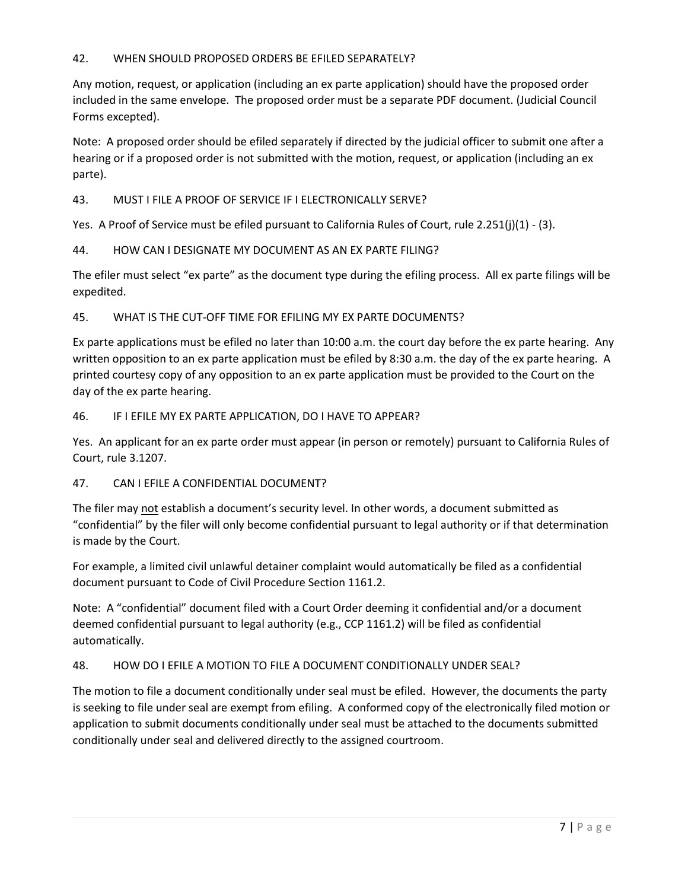### 42. WHEN SHOULD PROPOSED ORDERS BE EFILED SEPARATELY?

Any motion, request, or application (including an ex parte application) should have the proposed order included in the same envelope. The proposed order must be a separate PDF document. (Judicial Council Forms excepted).

Note: A proposed order should be efiled separately if directed by the judicial officer to submit one after a hearing or if a proposed order is not submitted with the motion, request, or application (including an ex parte).

### 43. MUST I FILE A PROOF OF SERVICE IF I ELECTRONICALLY SERVE?

Yes. A Proof of Service must be efiled pursuant to California Rules of Court, rule 2.251(j)(1) - (3).

### 44. HOW CAN I DESIGNATE MY DOCUMENT AS AN EX PARTE FILING?

The efiler must select "ex parte" as the document type during the efiling process. All ex parte filings will be expedited.

### 45. WHAT IS THE CUT-OFF TIME FOR EFILING MY EX PARTE DOCUMENTS?

Ex parte applications must be efiled no later than 10:00 a.m. the court day before the ex parte hearing. Any written opposition to an ex parte application must be efiled by 8:30 a.m. the day of the ex parte hearing. A printed courtesy copy of any opposition to an ex parte application must be provided to the Court on the day of the ex parte hearing.

### 46. IF I EFILE MY EX PARTE APPLICATION, DO I HAVE TO APPEAR?

Yes. An applicant for an ex parte order must appear (in person or remotely) pursuant to California Rules of Court, rule 3.1207.

### 47. CAN I EFILE A CONFIDENTIAL DOCUMENT?

The filer may <u>not</u> establish a document's security level. In other words, a document submitted as "confidential" by the filer will only become confidential pursuant to legal authority or if that determination is made by the Court.

For example, a limited civil unlawful detainer complaint would automatically be filed as a confidential document pursuant to Code of Civil Procedure Section 1161.2.

Note: A "confidential" document filed with a Court Order deeming it confidential and/or a document deemed confidential pursuant to legal authority (e.g., CCP 1161.2) will be filed as confidential automatically.

### 48. HOW DO I EFILE A MOTION TO FILE A DOCUMENT CONDITIONALLY UNDER SEAL?

The motion to file a document conditionally under seal must be efiled. However, the documents the party is seeking to file under seal are exempt from efiling. A conformed copy of the electronically filed motion or application to submit documents conditionally under seal must be attached to the documents submitted conditionally under seal and delivered directly to the assigned courtroom.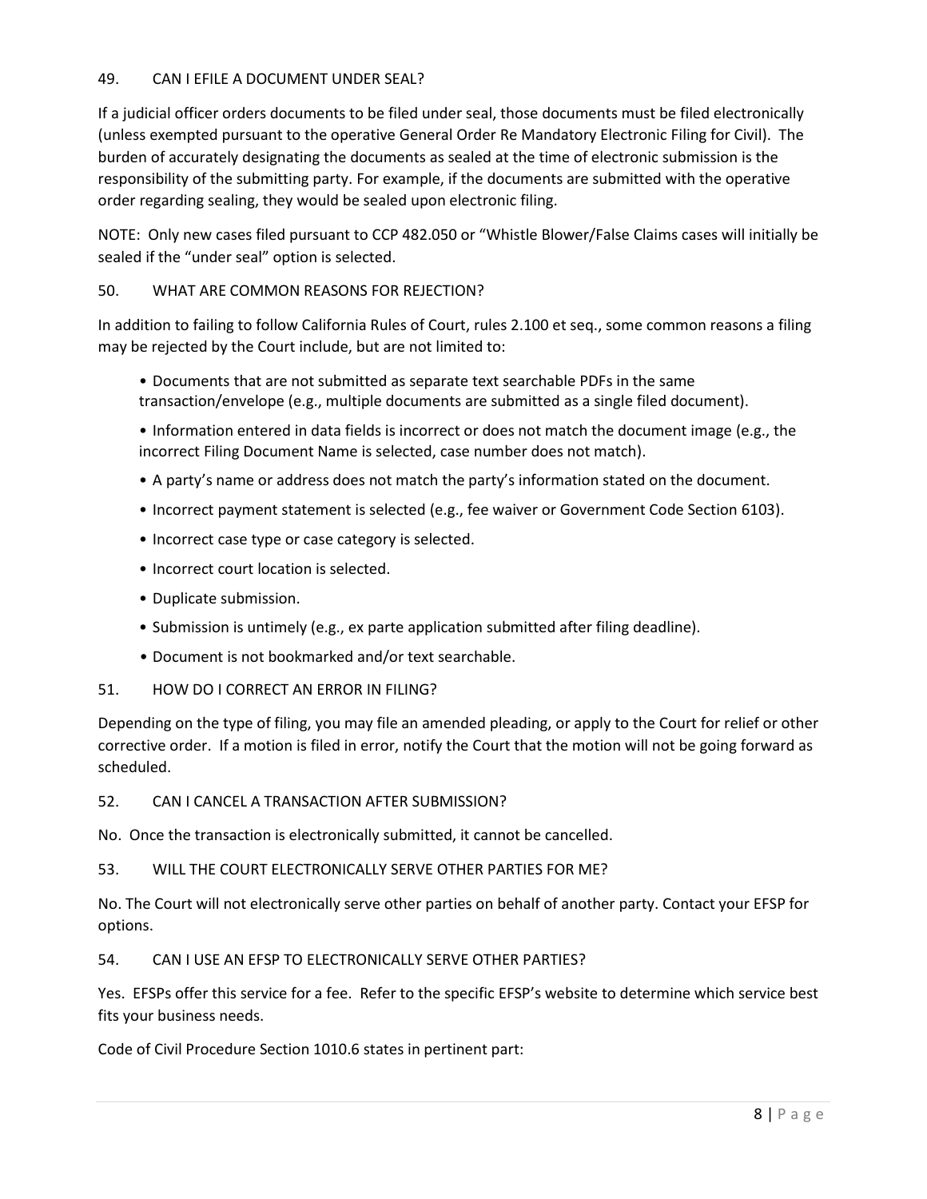### 49. CAN I EFILE A DOCUMENT UNDER SEAL?

If a judicial officer orders documents to be filed under seal, those documents must be filed electronically (unless exempted pursuant to the operative General Order Re Mandatory Electronic Filing for Civil). The burden of accurately designating the documents as sealed at the time of electronic submission is the responsibility of the submitting party. For example, if the documents are submitted with the operative order regarding sealing, they would be sealed upon electronic filing.

NOTE: Only new cases filed pursuant to CCP 482.050 or "Whistle Blower/False Claims cases will initially be sealed if the "under seal" option is selected.

### 50. WHAT ARE COMMON REASONS FOR REJECTION?

In addition to failing to follow California Rules of Court, rules 2.100 et seq., some common reasons a filing may be rejected by the Court include, but are not limited to:

- Documents that are not submitted as separate text searchable PDFs in the same transaction/envelope (e.g., multiple documents are submitted as a single filed document).
- Information entered in data fields is incorrect or does not match the document image (e.g., the incorrect Filing Document Name is selected, case number does not match).
- A party's name or address does not match the party's information stated on the document.
- Incorrect payment statement is selected (e.g., fee waiver or Government Code Section 6103).
- Incorrect case type or case category is selected.
- Incorrect court location is selected.
- Duplicate submission.
- Submission is untimely (e.g., ex parte application submitted after filing deadline).
- Document is not bookmarked and/or text searchable.

### 51. HOW DO I CORRECT AN ERROR IN FILING?

Depending on the type of filing, you may file an amended pleading, or apply to the Court for relief or other corrective order. If a motion is filed in error, notify the Court that the motion will not be going forward as scheduled.

### 52. CAN I CANCEL A TRANSACTION AFTER SUBMISSION?

No. Once the transaction is electronically submitted, it cannot be cancelled.

### 53. WILL THE COURT ELECTRONICALLY SERVE OTHER PARTIES FOR ME?

No. The Court will not electronically serve other parties on behalf of another party. Contact your EFSP for options.

### 54. CAN I USE AN EFSP TO ELECTRONICALLY SERVE OTHER PARTIES?

Yes. EFSPs offer this service for a fee. Refer to the specific EFSP's website to determine which service best fits your business needs.

Code of Civil Procedure Section 1010.6 states in pertinent part: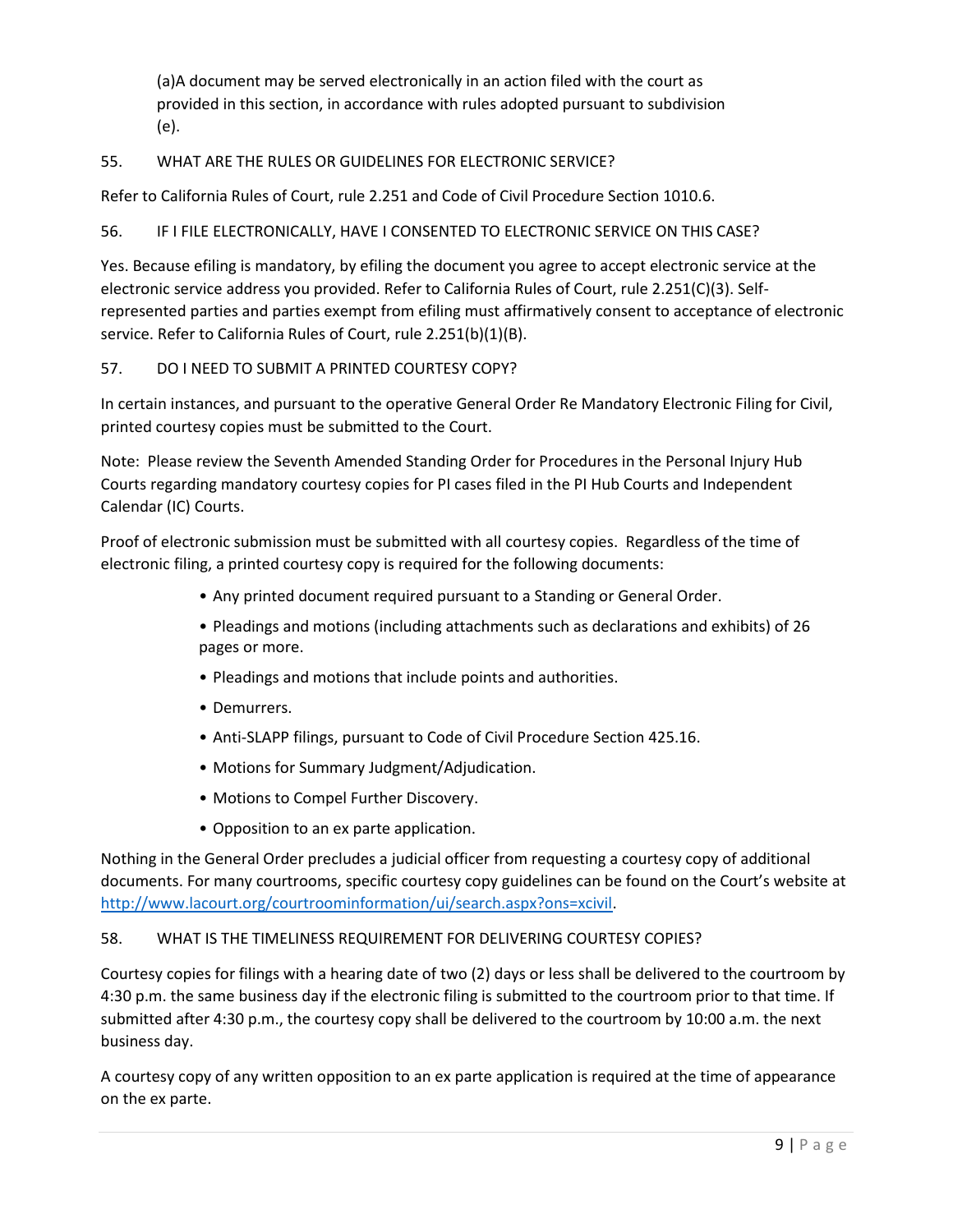(a)A document may be served electronically in an action filed with the court as provided in this section, in accordance with rules adopted pursuant to subdivision (e).

55. WHAT ARE THE RULES OR GUIDELINES FOR ELECTRONIC SERVICE?

Refer to California Rules of Court, rule 2.251 and Code of Civil Procedure Section 1010.6.

56. IF I FILE ELECTRONICALLY, HAVE I CONSENTED TO ELECTRONIC SERVICE ON THIS CASE?

Yes. Because efiling is mandatory, by efiling the document you agree to accept electronic service at the electronic service address you provided. Refer to California Rules of Court, rule 2.251(C)(3). Self-represented parties and parties exempt from efiling must affirmatively consent to acceptance of electronic service. Refer to California Rules of Court, rule 2.251(b)(1)(B).

57. DO I NEED TO SUBMIT A PRINTED COURTESY COPY?

In certain instances, and pursuant to the operative General Order Re Mandatory Electronic Filing for Civil, printed courtesy copies must be submitted to the Court.

Note: Please review the Seventh Amended Standing Order for Procedures in the Personal Injury Hub Courts regarding mandatory courtesy copies for PI cases filed in the PI Hub Courts and Independent Calendar (IC) Courts.

Proof of electronic submission must be submitted with all courtesy copies. Regardless of the time of electronic filing, a printed courtesy copy is required for the following documents:

- Any printed document required pursuant to a Standing or General Order.
- Pleadings and motions (including attachments such as declarations and exhibits) of 26 pages or more.
- Pleadings and motions that include points and authorities.
- Demurrers.
- Anti-SLAPP filings, pursuant to Code of Civil Procedure Section 425.16.
- Motions for Summary Judgment/Adjudication.
- Motions to Compel Further Discovery.
- Opposition to an ex parte application.

Nothing in the General Order precludes a judicial officer from requesting a courtesy copy of additional documents. For many courtrooms, specific courtesy copy guidelines can be found on the Court's website at http://www.lacourt.org/courtroominformation/ui/search.aspx?ons=xcivil.

58. WHAT IS THE TIMELINESS REQUIREMENT FOR DELIVERING COURTESY COPIES?

Courtesy copies for filings with a hearing date of two (2) days or less shall be delivered to the courtroom by 4:30 p.m. the same business day if the electronic filing is submitted to the courtroom prior to that time. If submitted after 4:30 p.m., the courtesy copy shall be delivered to the courtroom by 10:00 a.m. the next business day.

A courtesy copy of any written opposition to an ex parte application is required at the time of appearance on the ex parte.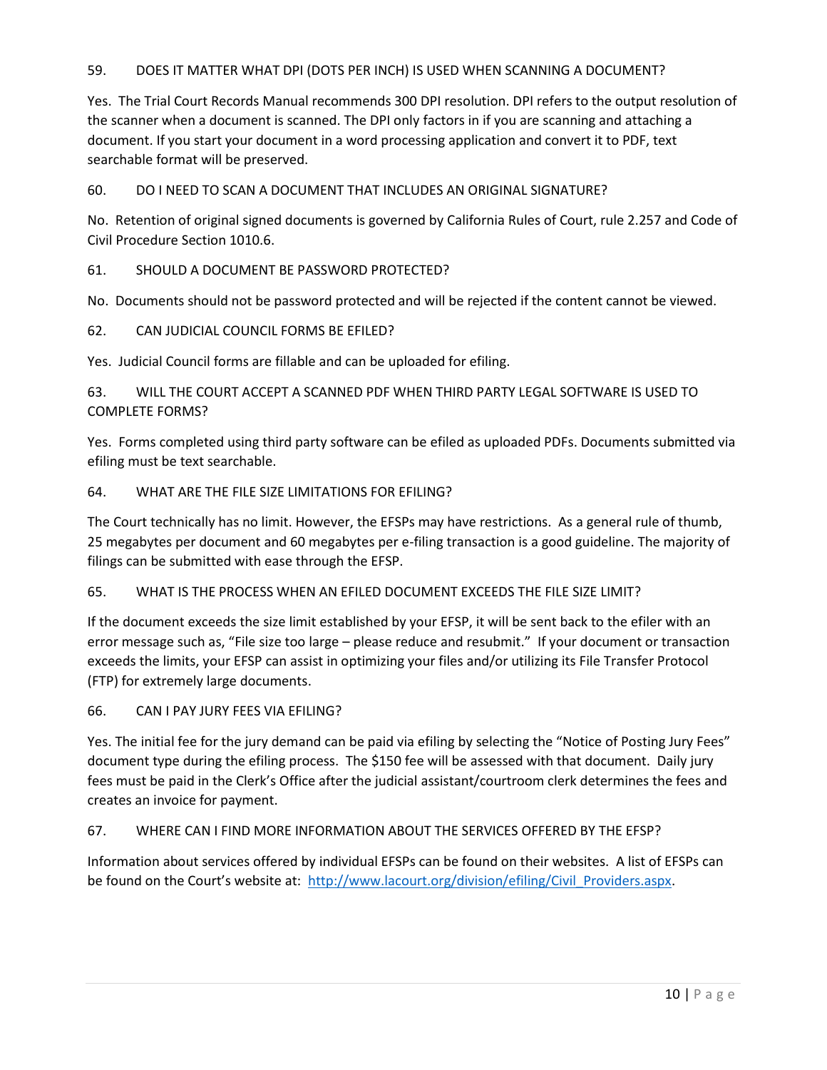59. DOES IT MATTER WHAT DPI (DOTS PER INCH) IS USED WHEN SCANNING A DOCUMENT?

Yes. The Trial Court Records Manual recommends 300 DPI resolution. DPI refers to the output resolution of the scanner when a document is scanned. The DPI only factors in if you are scanning and attaching a document. If you start your document in a word processing application and convert it to PDF, text searchable format will be preserved.

60. DO I NEED TO SCAN A DOCUMENT THAT INCLUDES AN ORIGINAL SIGNATURE?

No. Retention of original signed documents is governed by California Rules of Court, rule 2.257 and Code of Civil Procedure Section 1010.6.

61. SHOULD A DOCUMENT BE PASSWORD PROTECTED?

No. Documents should not be password protected and will be rejected if the content cannot be viewed.

62. CAN JUDICIAL COUNCIL FORMS BE EFILED?

Yes. Judicial Council forms are fillable and can be uploaded for efiling.

63. WILL THE COURT ACCEPT A SCANNED PDF WHEN THIRD PARTY LEGAL SOFTWARE IS USED TO COMPLETE FORMS?

Yes. Forms completed using third party software can be efiled as uploaded PDFs. Documents submitted via efiling must be text searchable.

64. WHAT ARE THE FILE SIZE LIMITATIONS FOR EFILING?

The Court technically has no limit. However, the EFSPs may have restrictions. As a general rule of thumb, 25 megabytes per document and 60 megabytes per e-filing transaction is a good guideline. The majority of filings can be submitted with ease through the EFSP.

65. WHAT IS THE PROCESS WHEN AN EFILED DOCUMENT EXCEEDS THE FILE SIZE LIMIT?

If the document exceeds the size limit established by your EFSP, it will be sent back to the efiler with an error message such as, "File size too large – please reduce and resubmit." If your document or transaction exceeds the limits, your EFSP can assist in optimizing your files and/or utilizing its File Transfer Protocol (FTP) for extremely large documents.

66. CAN I PAY JURY FEES VIA EFILING?

Yes. The initial fee for the jury demand can be paid via efiling by selecting the "Notice of Posting Jury Fees" document type during the efiling process. The $150 fee will be assessed with that document. Daily jury fees must be paid in the Clerk's Office after the judicial assistant/courtroom clerk determines the fees and creates an invoice for payment.

67. WHERE CAN I FIND MORE INFORMATION ABOUT THE SERVICES OFFERED BY THE EFSP?

Information about services offered by individual EFSPs can be found on their websites. A list of EFSPs can be found on the Court's website at: [http://www.lacourt.org/division/efiling/Civil_Providers.aspx](http://www.lacourt.org/division/efiling/Civil_Providers.aspx).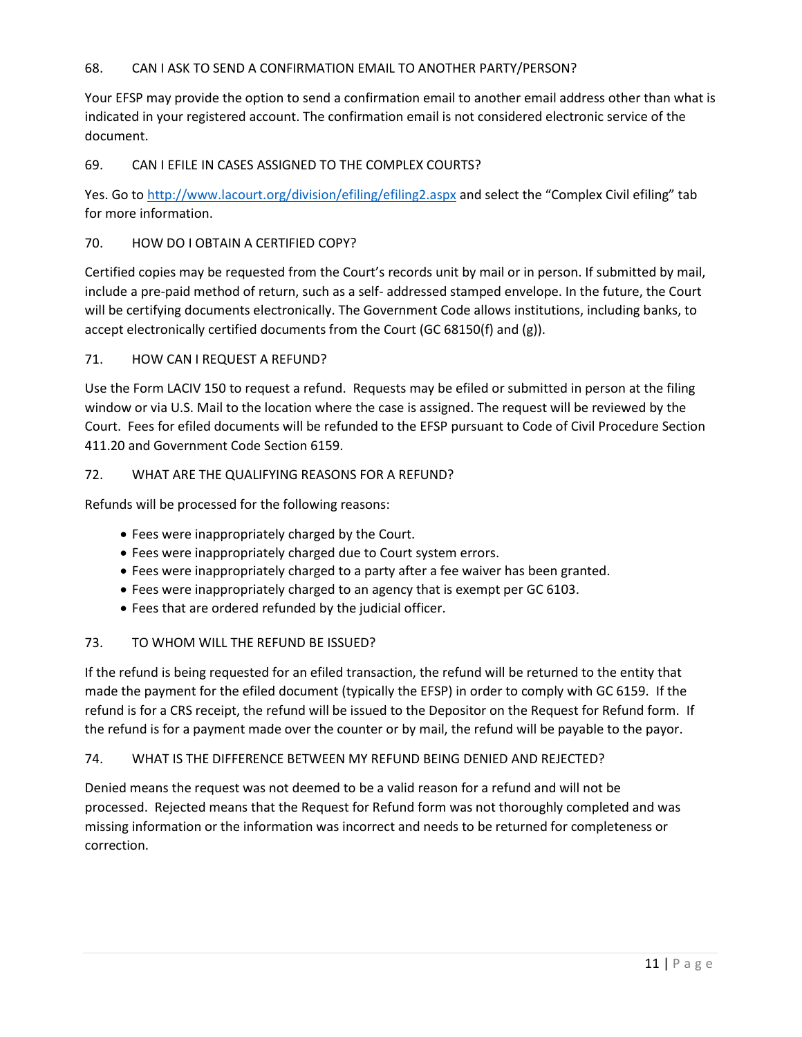### 68. CAN I ASK TO SEND A CONFIRMATION EMAIL TO ANOTHER PARTY/PERSON?

Your EFSP may provide the option to send a confirmation email to another email address other than what is indicated in your registered account. The confirmation email is not considered electronic service of the document.

### 69. CAN I EFILE IN CASES ASSIGNED TO THE COMPLEX COURTS?

Yes. Go to http://www.lacourt.org/division/efiling/efiling2.aspx and select the "Complex Civil efiling" tab for more information.

### 70. HOW DO I OBTAIN A CERTIFIED COPY?

Certified copies may be requested from the Court's records unit by mail or in person. If submitted by mail, include a pre-paid method of return, such as a self- addressed stamped envelope. In the future, the Court will be certifying documents electronically. The Government Code allows institutions, including banks, to accept electronically certified documents from the Court (GC 68150(f) and (g)).

### 71. HOW CAN I REQUEST A REFUND?

Use the Form LACIV 150 to request a refund. Requests may be efiled or submitted in person at the filing window or via U.S. Mail to the location where the case is assigned. The request will be reviewed by the Court. Fees for efiled documents will be refunded to the EFSP pursuant to Code of Civil Procedure Section 411.20 and Government Code Section 6159.

### 72. WHAT ARE THE QUALIFYING REASONS FOR A REFUND?

Refunds will be processed for the following reasons:

- Fees were inappropriately charged by the Court.
- Fees were inappropriately charged due to Court system errors.
- Fees were inappropriately charged to a party after a fee waiver has been granted.
- Fees were inappropriately charged to an agency that is exempt per GC 6103.
- Fees that are ordered refunded by the judicial officer.

### 73. TO WHOM WILL THE REFUND BE ISSUED?

If the refund is being requested for an efiled transaction, the refund will be returned to the entity that made the payment for the efiled document (typically the EFSP) in order to comply with GC 6159. If the refund is for a CRS receipt, the refund will be issued to the Depositor on the Request for Refund form. If the refund is for a payment made over the counter or by mail, the refund will be payable to the payor.

### 74. WHAT IS THE DIFFERENCE BETWEEN MY REFUND BEING DENIED AND REJECTED?

Denied means the request was not deemed to be a valid reason for a refund and will not be processed. Rejected means that the Request for Refund form was not thoroughly completed and was missing information or the information was incorrect and needs to be returned for completeness or correction.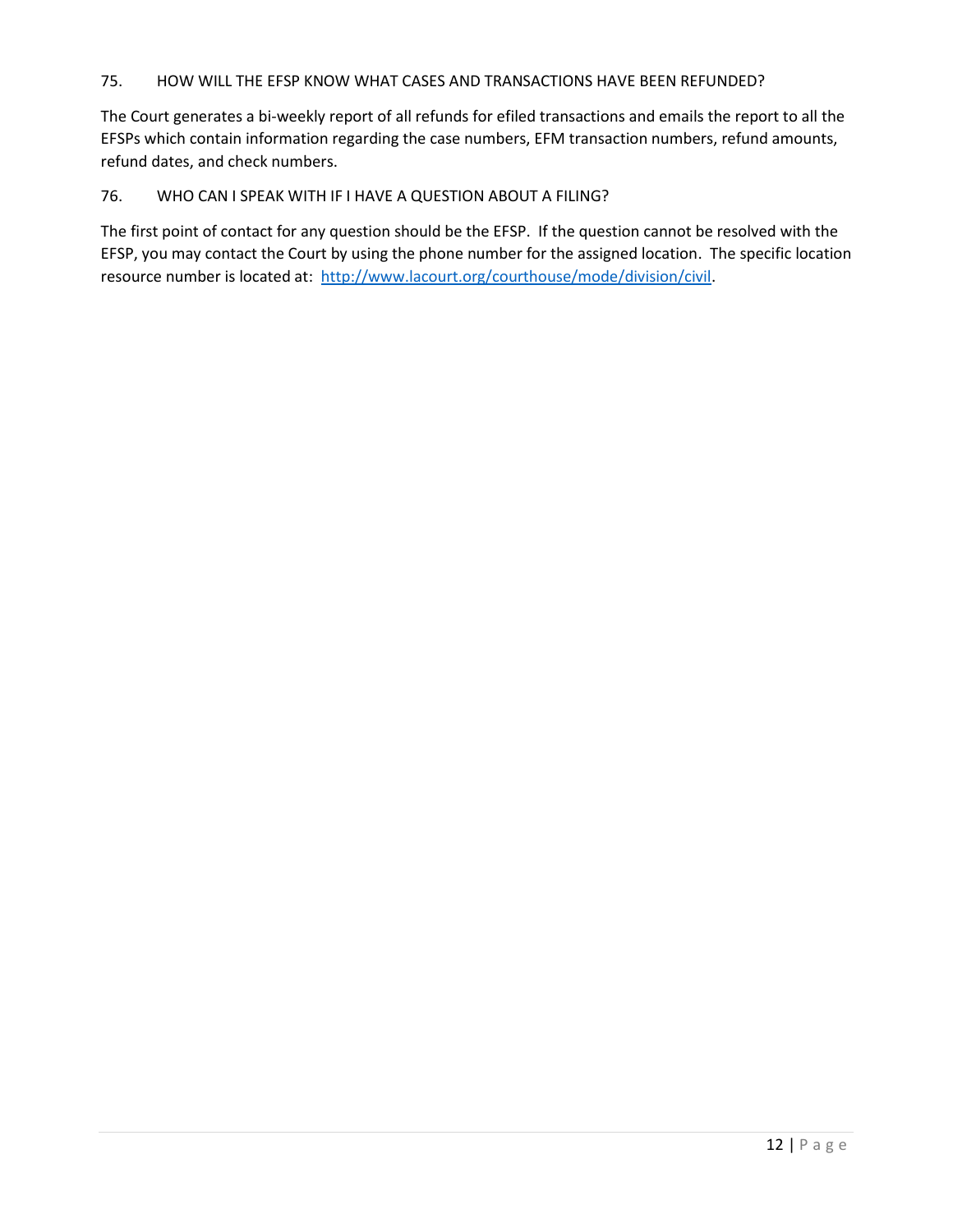75. HOW WILL THE EFSP KNOW WHAT CASES AND TRANSACTIONS HAVE BEEN REFUNDED?

The Court generates a bi-weekly report of all refunds for efiled transactions and emails the report to all the EFSPs which contain information regarding the case numbers, EFM transaction numbers, refund amounts, refund dates, and check numbers.

76. WHO CAN I SPEAK WITH IF I HAVE A QUESTION ABOUT A FILING?

The first point of contact for any question should be the EFSP. If the question cannot be resolved with the EFSP, you may contact the Court by using the phone number for the assigned location. The specific location resource number is located at: [http://www.lacourt.org/courthouse/mode/division/civil](http://www.lacourt.org/courthouse/mode/division/civil).